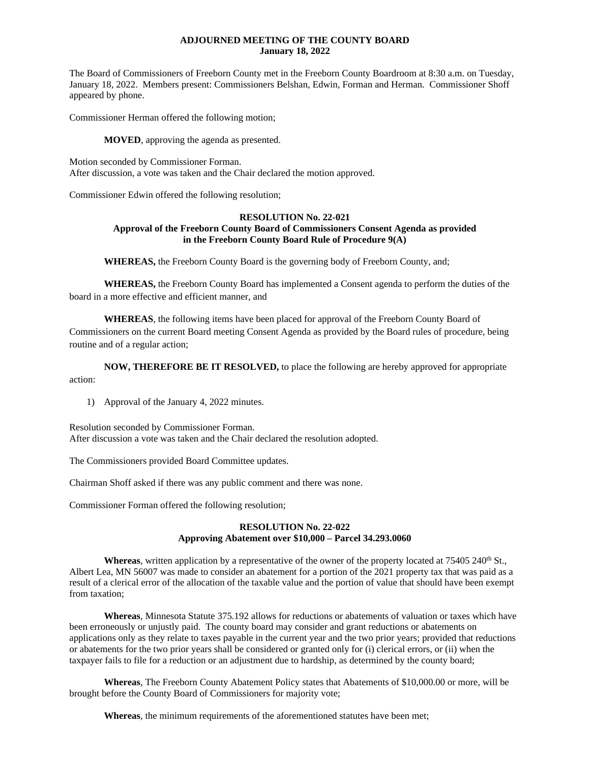**ADJOURNED MEETING OF THE COUNTY BOARD**
**January 18, 2022**

The Board of Commissioners of Freeborn County met in the Freeborn County Boardroom at 8:30 a.m. on Tuesday, January 18, 2022. Members present: Commissioners Belshan, Edwin, Forman and Herman. Commissioner Shoff appeared by phone.

Commissioner Herman offered the following motion;

**MOVED**, approving the agenda as presented.

Motion seconded by Commissioner Forman.
After discussion, a vote was taken and the Chair declared the motion approved.

Commissioner Edwin offered the following resolution;

**RESOLUTION No. 22-021**
**Approval of the Freeborn County Board of Commissioners Consent Agenda as provided in the Freeborn County Board Rule of Procedure 9(A)**

**WHEREAS,** the Freeborn County Board is the governing body of Freeborn County, and;

**WHEREAS,** the Freeborn County Board has implemented a Consent agenda to perform the duties of the board in a more effective and efficient manner, and

**WHEREAS**, the following items have been placed for approval of the Freeborn County Board of Commissioners on the current Board meeting Consent Agenda as provided by the Board rules of procedure, being routine and of a regular action;

**NOW, THEREFORE BE IT RESOLVED,** to place the following are hereby approved for appropriate action:

1) Approval of the January 4, 2022 minutes.

Resolution seconded by Commissioner Forman.
After discussion a vote was taken and the Chair declared the resolution adopted.

The Commissioners provided Board Committee updates.

Chairman Shoff asked if there was any public comment and there was none.

Commissioner Forman offered the following resolution;

**RESOLUTION No. 22-022**
**Approving Abatement over $10,000 – Parcel 34.293.0060**

**Whereas**, written application by a representative of the owner of the property located at 75405 240th St., Albert Lea, MN 56007 was made to consider an abatement for a portion of the 2021 property tax that was paid as a result of a clerical error of the allocation of the taxable value and the portion of value that should have been exempt from taxation;

**Whereas**, Minnesota Statute 375.192 allows for reductions or abatements of valuation or taxes which have been erroneously or unjustly paid. The county board may consider and grant reductions or abatements on applications only as they relate to taxes payable in the current year and the two prior years; provided that reductions or abatements for the two prior years shall be considered or granted only for (i) clerical errors, or (ii) when the taxpayer fails to file for a reduction or an adjustment due to hardship, as determined by the county board;

**Whereas**, The Freeborn County Abatement Policy states that Abatements of $10,000.00 or more, will be brought before the County Board of Commissioners for majority vote;

**Whereas**, the minimum requirements of the aforementioned statutes have been met;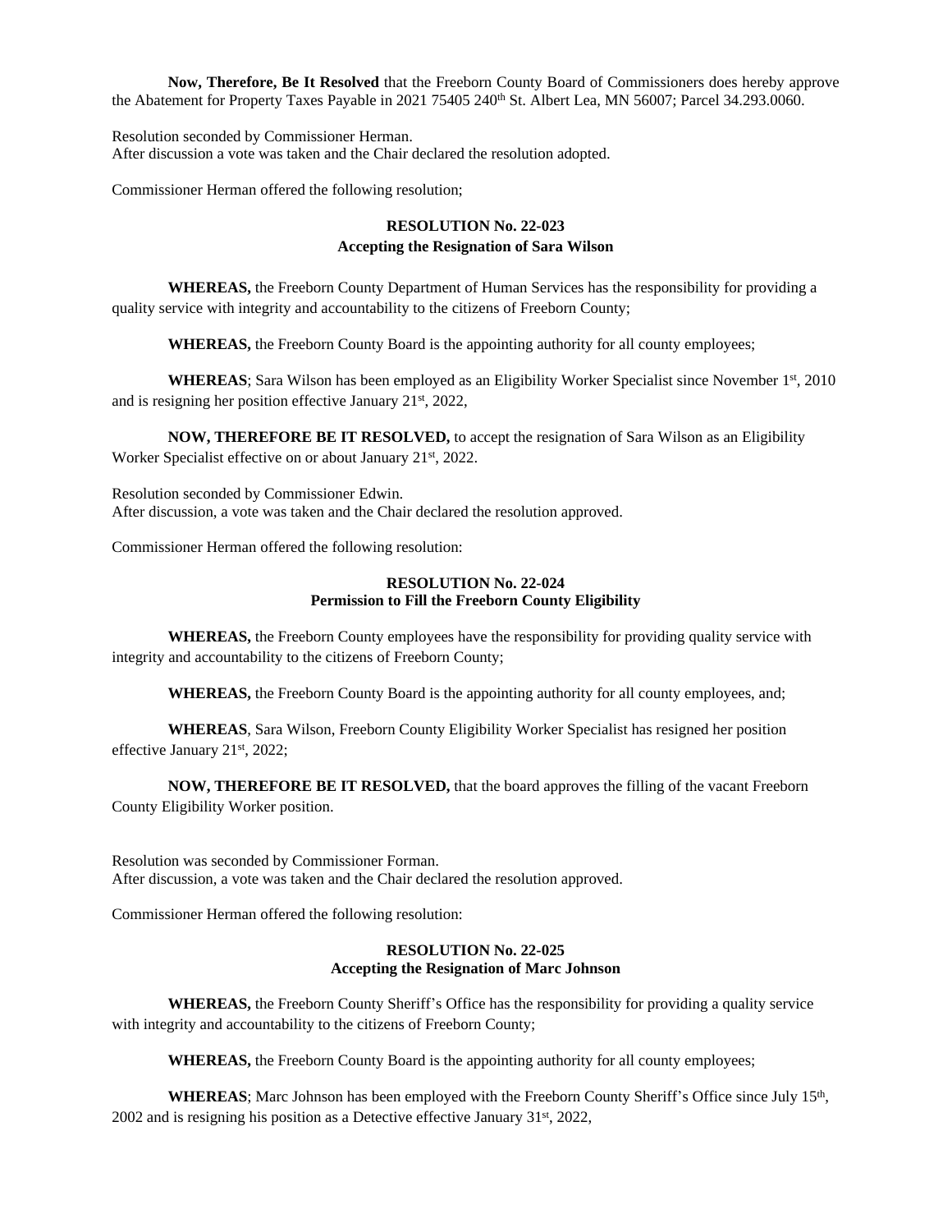**Now, Therefore, Be It Resolved** that the Freeborn County Board of Commissioners does hereby approve the Abatement for Property Taxes Payable in 2021 75405 240th St. Albert Lea, MN 56007; Parcel 34.293.0060.

Resolution seconded by Commissioner Herman.
After discussion a vote was taken and the Chair declared the resolution adopted.

Commissioner Herman offered the following resolution;

**RESOLUTION No. 22-023**
**Accepting the Resignation of Sara Wilson**

**WHEREAS,** the Freeborn County Department of Human Services has the responsibility for providing a quality service with integrity and accountability to the citizens of Freeborn County;

**WHEREAS,** the Freeborn County Board is the appointing authority for all county employees;

**WHEREAS**; Sara Wilson has been employed as an Eligibility Worker Specialist since November 1st, 2010 and is resigning her position effective January 21st, 2022,

**NOW, THEREFORE BE IT RESOLVED,** to accept the resignation of Sara Wilson as an Eligibility Worker Specialist effective on or about January 21st, 2022.

Resolution seconded by Commissioner Edwin.
After discussion, a vote was taken and the Chair declared the resolution approved.

Commissioner Herman offered the following resolution:

**RESOLUTION No. 22-024**
**Permission to Fill the Freeborn County Eligibility**

**WHEREAS,** the Freeborn County employees have the responsibility for providing quality service with integrity and accountability to the citizens of Freeborn County;

**WHEREAS,** the Freeborn County Board is the appointing authority for all county employees, and;

**WHEREAS**, Sara Wilson, Freeborn County Eligibility Worker Specialist has resigned her position effective January 21st, 2022;

**NOW, THEREFORE BE IT RESOLVED,** that the board approves the filling of the vacant Freeborn County Eligibility Worker position.

Resolution was seconded by Commissioner Forman.
After discussion, a vote was taken and the Chair declared the resolution approved.

Commissioner Herman offered the following resolution:

**RESOLUTION No. 22-025**
**Accepting the Resignation of Marc Johnson**

**WHEREAS,** the Freeborn County Sheriff's Office has the responsibility for providing a quality service with integrity and accountability to the citizens of Freeborn County;

**WHEREAS,** the Freeborn County Board is the appointing authority for all county employees;

**WHEREAS**; Marc Johnson has been employed with the Freeborn County Sheriff's Office since July 15th, 2002 and is resigning his position as a Detective effective January 31st, 2022,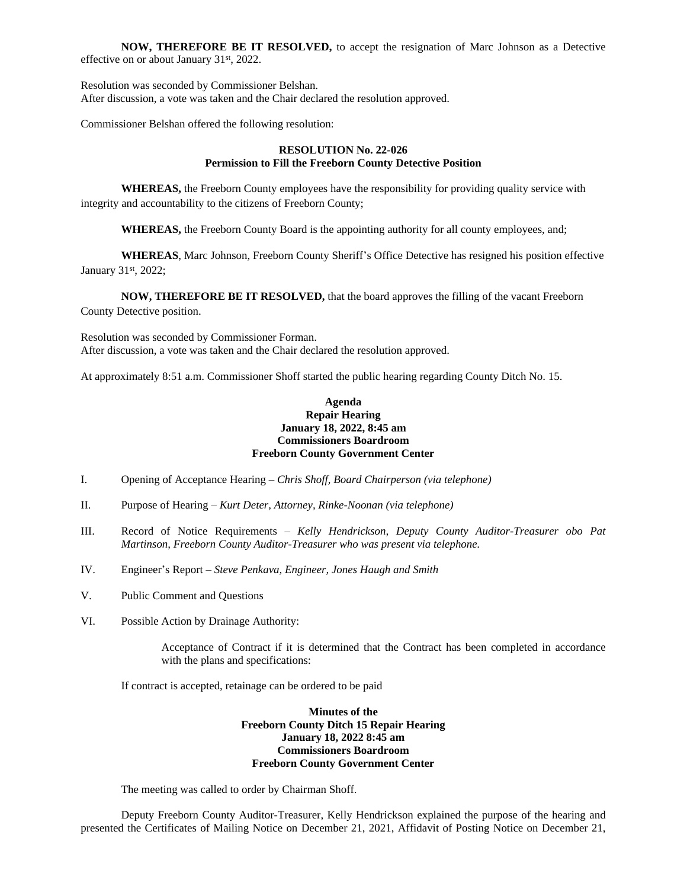**NOW, THEREFORE BE IT RESOLVED,** to accept the resignation of Marc Johnson as a Detective effective on or about January 31st, 2022.

Resolution was seconded by Commissioner Belshan.
After discussion, a vote was taken and the Chair declared the resolution approved.

Commissioner Belshan offered the following resolution:

**RESOLUTION No. 22-026**
**Permission to Fill the Freeborn County Detective Position**

**WHEREAS,** the Freeborn County employees have the responsibility for providing quality service with integrity and accountability to the citizens of Freeborn County;

**WHEREAS,** the Freeborn County Board is the appointing authority for all county employees, and;

**WHEREAS**, Marc Johnson, Freeborn County Sheriff's Office Detective has resigned his position effective January 31st, 2022;

**NOW, THEREFORE BE IT RESOLVED,** that the board approves the filling of the vacant Freeborn County Detective position.

Resolution was seconded by Commissioner Forman.
After discussion, a vote was taken and the Chair declared the resolution approved.

At approximately 8:51 a.m. Commissioner Shoff started the public hearing regarding County Ditch No. 15.

**Agenda**
**Repair Hearing**
**January 18, 2022, 8:45 am**
**Commissioners Boardroom**
**Freeborn County Government Center**

I. Opening of Acceptance Hearing – *Chris Shoff, Board Chairperson (via telephone)*

II. Purpose of Hearing – *Kurt Deter, Attorney, Rinke-Noonan (via telephone)*

III. Record of Notice Requirements – *Kelly Hendrickson, Deputy County Auditor-Treasurer obo Pat Martinson, Freeborn County Auditor-Treasurer who was present via telephone.*

IV. Engineer's Report – *Steve Penkava, Engineer, Jones Haugh and Smith*

V. Public Comment and Questions

VI. Possible Action by Drainage Authority:

Acceptance of Contract if it is determined that the Contract has been completed in accordance with the plans and specifications:

If contract is accepted, retainage can be ordered to be paid

**Minutes of the**
**Freeborn County Ditch 15 Repair Hearing**
**January 18, 2022 8:45 am**
**Commissioners Boardroom**
**Freeborn County Government Center**

The meeting was called to order by Chairman Shoff.

Deputy Freeborn County Auditor-Treasurer, Kelly Hendrickson explained the purpose of the hearing and presented the Certificates of Mailing Notice on December 21, 2021, Affidavit of Posting Notice on December 21,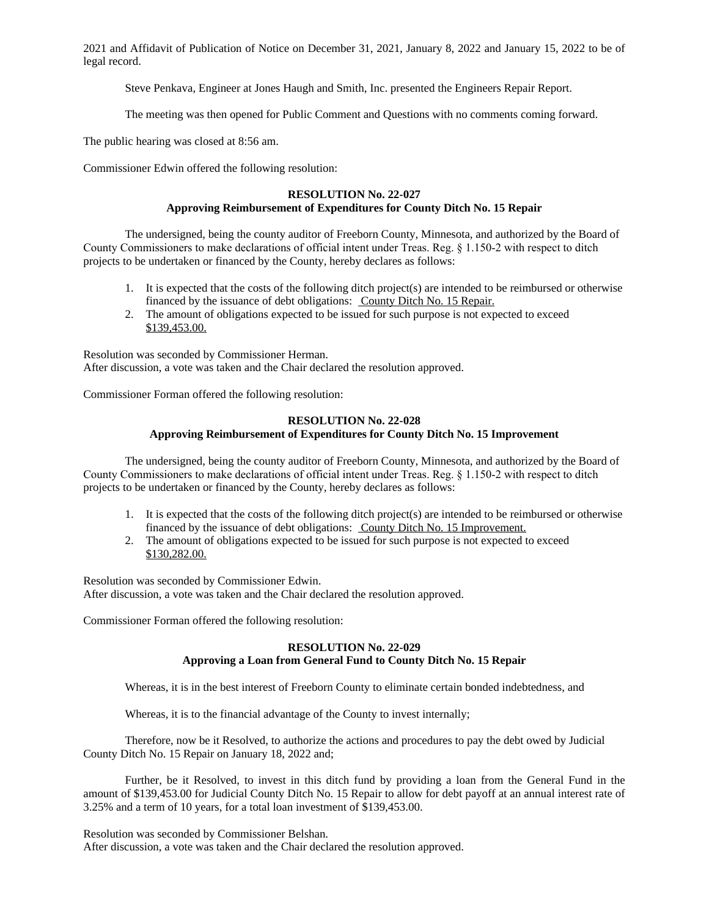2021 and Affidavit of Publication of Notice on December 31, 2021, January 8, 2022 and January 15, 2022 to be of legal record.

Steve Penkava, Engineer at Jones Haugh and Smith, Inc. presented the Engineers Repair Report.

The meeting was then opened for Public Comment and Questions with no comments coming forward.

The public hearing was closed at 8:56 am.

Commissioner Edwin offered the following resolution:

**RESOLUTION No. 22-027**
**Approving Reimbursement of Expenditures for County Ditch No. 15 Repair**

The undersigned, being the county auditor of Freeborn County, Minnesota, and authorized by the Board of County Commissioners to make declarations of official intent under Treas. Reg. § 1.150-2 with respect to ditch projects to be undertaken or financed by the County, hereby declares as follows:

1. It is expected that the costs of the following ditch project(s) are intended to be reimbursed or otherwise financed by the issuance of debt obligations: County Ditch No. 15 Repair.
2. The amount of obligations expected to be issued for such purpose is not expected to exceed $139,453.00.

Resolution was seconded by Commissioner Herman.
After discussion, a vote was taken and the Chair declared the resolution approved.

Commissioner Forman offered the following resolution:

**RESOLUTION No. 22-028**
**Approving Reimbursement of Expenditures for County Ditch No. 15 Improvement**

The undersigned, being the county auditor of Freeborn County, Minnesota, and authorized by the Board of County Commissioners to make declarations of official intent under Treas. Reg. § 1.150-2 with respect to ditch projects to be undertaken or financed by the County, hereby declares as follows:

1. It is expected that the costs of the following ditch project(s) are intended to be reimbursed or otherwise financed by the issuance of debt obligations: County Ditch No. 15 Improvement.
2. The amount of obligations expected to be issued for such purpose is not expected to exceed $130,282.00.

Resolution was seconded by Commissioner Edwin.
After discussion, a vote was taken and the Chair declared the resolution approved.

Commissioner Forman offered the following resolution:

**RESOLUTION No. 22-029**
**Approving a Loan from General Fund to County Ditch No. 15 Repair**

Whereas, it is in the best interest of Freeborn County to eliminate certain bonded indebtedness, and

Whereas, it is to the financial advantage of the County to invest internally;

Therefore, now be it Resolved, to authorize the actions and procedures to pay the debt owed by Judicial County Ditch No. 15 Repair on January 18, 2022 and;

Further, be it Resolved, to invest in this ditch fund by providing a loan from the General Fund in the amount of $139,453.00 for Judicial County Ditch No. 15 Repair to allow for debt payoff at an annual interest rate of 3.25% and a term of 10 years, for a total loan investment of $139,453.00.

Resolution was seconded by Commissioner Belshan.
After discussion, a vote was taken and the Chair declared the resolution approved.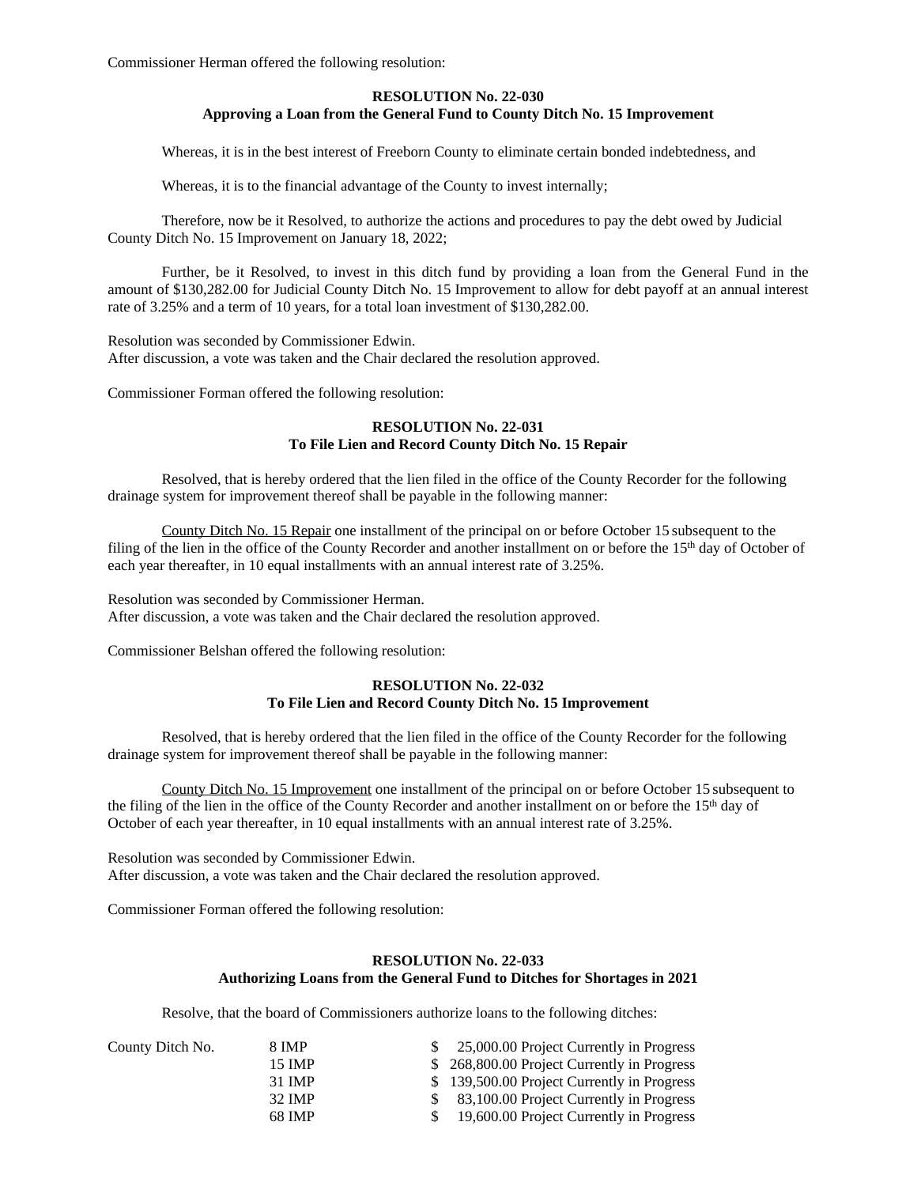Commissioner Herman offered the following resolution:

**RESOLUTION No. 22-030**
**Approving a Loan from the General Fund to County Ditch No. 15 Improvement**

Whereas, it is in the best interest of Freeborn County to eliminate certain bonded indebtedness, and

Whereas, it is to the financial advantage of the County to invest internally;

Therefore, now be it Resolved, to authorize the actions and procedures to pay the debt owed by Judicial County Ditch No. 15 Improvement on January 18, 2022;

Further, be it Resolved, to invest in this ditch fund by providing a loan from the General Fund in the amount of $130,282.00 for Judicial County Ditch No. 15 Improvement to allow for debt payoff at an annual interest rate of 3.25% and a term of 10 years, for a total loan investment of $130,282.00.

Resolution was seconded by Commissioner Edwin.
After discussion, a vote was taken and the Chair declared the resolution approved.

Commissioner Forman offered the following resolution:

**RESOLUTION No. 22-031**
**To File Lien and Record County Ditch No. 15 Repair**

Resolved, that is hereby ordered that the lien filed in the office of the County Recorder for the following drainage system for improvement thereof shall be payable in the following manner:

County Ditch No. 15 Repair one installment of the principal on or before October 15 subsequent to the filing of the lien in the office of the County Recorder and another installment on or before the 15th day of October of each year thereafter, in 10 equal installments with an annual interest rate of 3.25%.

Resolution was seconded by Commissioner Herman.
After discussion, a vote was taken and the Chair declared the resolution approved.

Commissioner Belshan offered the following resolution:

**RESOLUTION No. 22-032**
**To File Lien and Record County Ditch No. 15 Improvement**

Resolved, that is hereby ordered that the lien filed in the office of the County Recorder for the following drainage system for improvement thereof shall be payable in the following manner:

County Ditch No. 15 Improvement one installment of the principal on or before October 15 subsequent to the filing of the lien in the office of the County Recorder and another installment on or before the 15th day of October of each year thereafter, in 10 equal installments with an annual interest rate of 3.25%.

Resolution was seconded by Commissioner Edwin.
After discussion, a vote was taken and the Chair declared the resolution approved.

Commissioner Forman offered the following resolution:

**RESOLUTION No. 22-033**
**Authorizing Loans from the General Fund to Ditches for Shortages in 2021**

Resolve, that the board of Commissioners authorize loans to the following ditches:

| County Ditch No. | | |
|---|---|---|
| | 8 IMP | $ 25,000.00 Project Currently in Progress |
| | 15 IMP | $ 268,800.00 Project Currently in Progress |
| | 31 IMP | $ 139,500.00 Project Currently in Progress |
| | 32 IMP | $ 83,100.00 Project Currently in Progress |
| | 68 IMP | $ 19,600.00 Project Currently in Progress |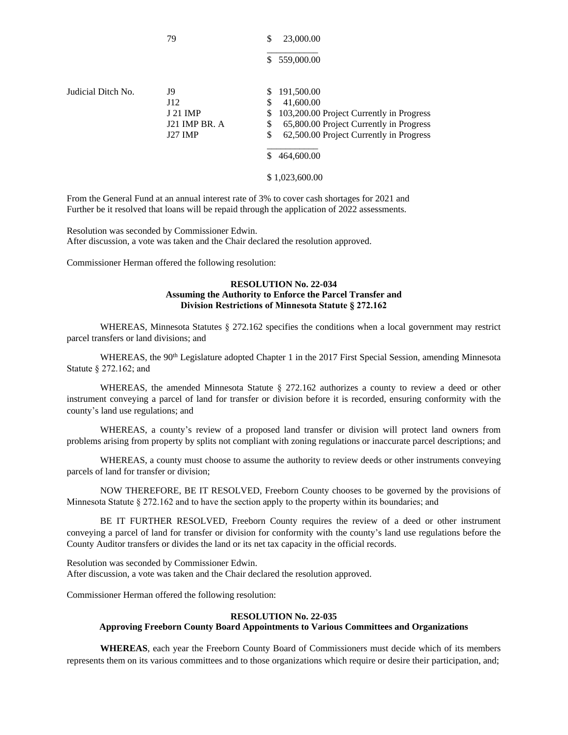| | | |
|---|---|---|
| | 79 | $ 23,000.00 |
| | | $ 559,000.00 |
| Judicial Ditch No. | J9 | $ 191,500.00 |
| | J12 | $ 41,600.00 |
| | J 21 IMP | $ 103,200.00 Project Currently in Progress |
| | J21 IMP BR. A | $ 65,800.00 Project Currently in Progress |
| | J27 IMP | $ 62,500.00 Project Currently in Progress |
| | | $ 464,600.00 |
| | | $ 1,023,600.00 |

From the General Fund at an annual interest rate of 3% to cover cash shortages for 2021 and Further be it resolved that loans will be repaid through the application of 2022 assessments.

Resolution was seconded by Commissioner Edwin.
After discussion, a vote was taken and the Chair declared the resolution approved.

Commissioner Herman offered the following resolution:

**RESOLUTION No. 22-034**
**Assuming the Authority to Enforce the Parcel Transfer and Division Restrictions of Minnesota Statute § 272.162**

WHEREAS, Minnesota Statutes § 272.162 specifies the conditions when a local government may restrict parcel transfers or land divisions; and

WHEREAS, the 90th Legislature adopted Chapter 1 in the 2017 First Special Session, amending Minnesota Statute § 272.162; and

WHEREAS, the amended Minnesota Statute § 272.162 authorizes a county to review a deed or other instrument conveying a parcel of land for transfer or division before it is recorded, ensuring conformity with the county's land use regulations; and

WHEREAS, a county's review of a proposed land transfer or division will protect land owners from problems arising from property by splits not compliant with zoning regulations or inaccurate parcel descriptions; and

WHEREAS, a county must choose to assume the authority to review deeds or other instruments conveying parcels of land for transfer or division;

NOW THEREFORE, BE IT RESOLVED, Freeborn County chooses to be governed by the provisions of Minnesota Statute § 272.162 and to have the section apply to the property within its boundaries; and

BE IT FURTHER RESOLVED, Freeborn County requires the review of a deed or other instrument conveying a parcel of land for transfer or division for conformity with the county's land use regulations before the County Auditor transfers or divides the land or its net tax capacity in the official records.

Resolution was seconded by Commissioner Edwin.
After discussion, a vote was taken and the Chair declared the resolution approved.

Commissioner Herman offered the following resolution:

**RESOLUTION No. 22-035**
**Approving Freeborn County Board Appointments to Various Committees and Organizations**

**WHEREAS**, each year the Freeborn County Board of Commissioners must decide which of its members represents them on its various committees and to those organizations which require or desire their participation, and;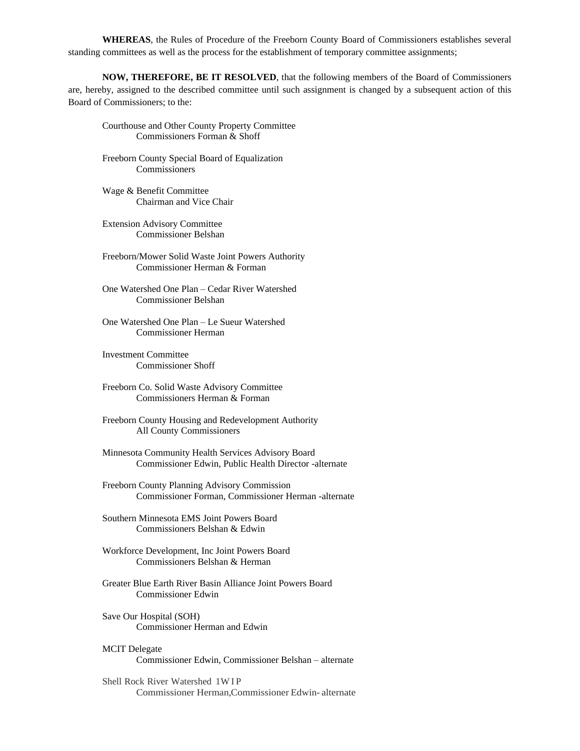**WHEREAS**, the Rules of Procedure of the Freeborn County Board of Commissioners establishes several standing committees as well as the process for the establishment of temporary committee assignments;

**NOW, THEREFORE, BE IT RESOLVED**, that the following members of the Board of Commissioners are, hereby, assigned to the described committee until such assignment is changed by a subsequent action of this Board of Commissioners; to the:

Courthouse and Other County Property Committee
Commissioners Forman & Shoff

Freeborn County Special Board of Equalization
Commissioners

Wage & Benefit Committee
Chairman and Vice Chair

Extension Advisory Committee
Commissioner Belshan

Freeborn/Mower Solid Waste Joint Powers Authority
Commissioner Herman & Forman

One Watershed One Plan – Cedar River Watershed
Commissioner Belshan

One Watershed One Plan – Le Sueur Watershed
Commissioner Herman

Investment Committee
Commissioner Shoff

Freeborn Co. Solid Waste Advisory Committee
Commissioners Herman & Forman

Freeborn County Housing and Redevelopment Authority
All County Commissioners

Minnesota Community Health Services Advisory Board
Commissioner Edwin, Public Health Director -alternate

Freeborn County Planning Advisory Commission
Commissioner Forman, Commissioner Herman -alternate

Southern Minnesota EMS Joint Powers Board
Commissioners Belshan & Edwin

Workforce Development, Inc Joint Powers Board
Commissioners Belshan & Herman

Greater Blue Earth River Basin Alliance Joint Powers Board
Commissioner Edwin

Save Our Hospital (SOH)
Commissioner Herman and Edwin

MCIT Delegate
Commissioner Edwin, Commissioner Belshan – alternate

Shell Rock River Watershed 1W1P
Commissioner Herman, Commissioner Edwin- alternate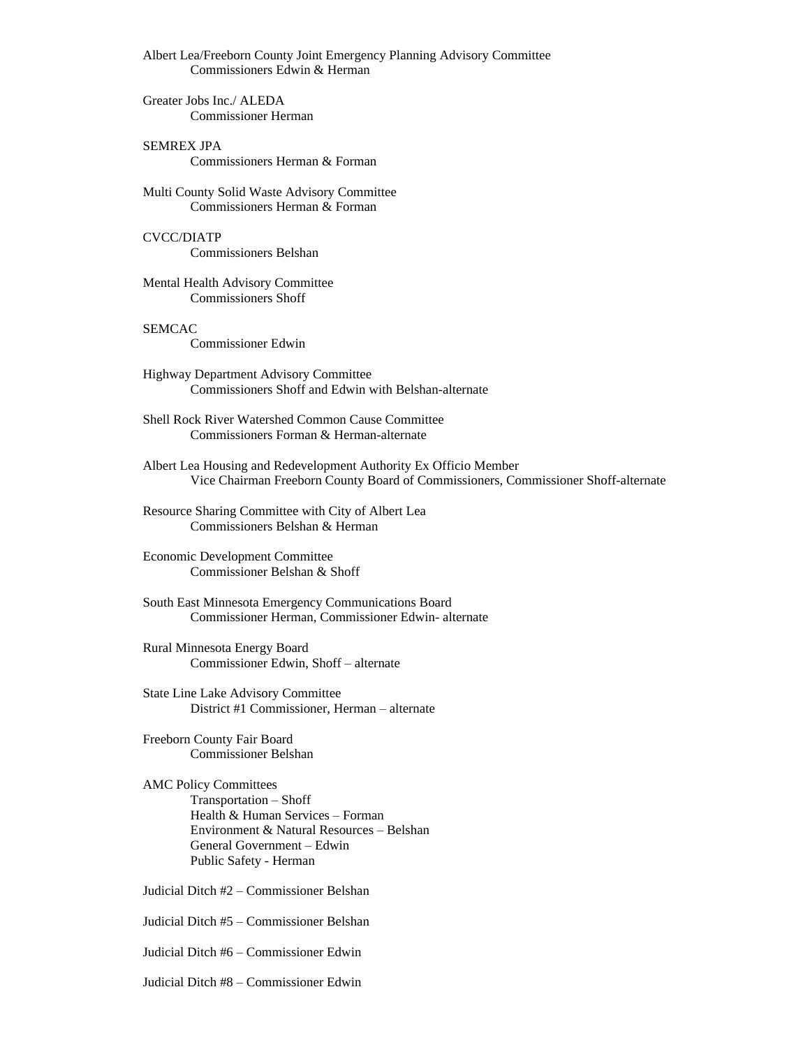Albert Lea/Freeborn County Joint Emergency Planning Advisory Committee
Commissioners Edwin & Herman

Greater Jobs Inc./ ALEDA
Commissioner Herman

SEMREX JPA
Commissioners Herman & Forman

Multi County Solid Waste Advisory Committee
Commissioners Herman & Forman

CVCC/DIATP
Commissioners Belshan

Mental Health Advisory Committee
Commissioners Shoff

SEMCAC
Commissioner Edwin

Highway Department Advisory Committee
Commissioners Shoff and Edwin with Belshan-alternate

Shell Rock River Watershed Common Cause Committee
Commissioners Forman & Herman-alternate

Albert Lea Housing and Redevelopment Authority Ex Officio Member
Vice Chairman Freeborn County Board of Commissioners, Commissioner Shoff-alternate

Resource Sharing Committee with City of Albert Lea
Commissioners Belshan & Herman

Economic Development Committee
Commissioner Belshan & Shoff

South East Minnesota Emergency Communications Board
Commissioner Herman, Commissioner Edwin- alternate

Rural Minnesota Energy Board
Commissioner Edwin, Shoff – alternate

State Line Lake Advisory Committee
District #1 Commissioner, Herman – alternate

Freeborn County Fair Board
Commissioner Belshan

AMC Policy Committees
- Transportation – Shoff
- Health & Human Services – Forman
- Environment & Natural Resources – Belshan
- General Government – Edwin
- Public Safety - Herman

Judicial Ditch #2 – Commissioner Belshan

Judicial Ditch #5 – Commissioner Belshan

Judicial Ditch #6 – Commissioner Edwin

Judicial Ditch #8 – Commissioner Edwin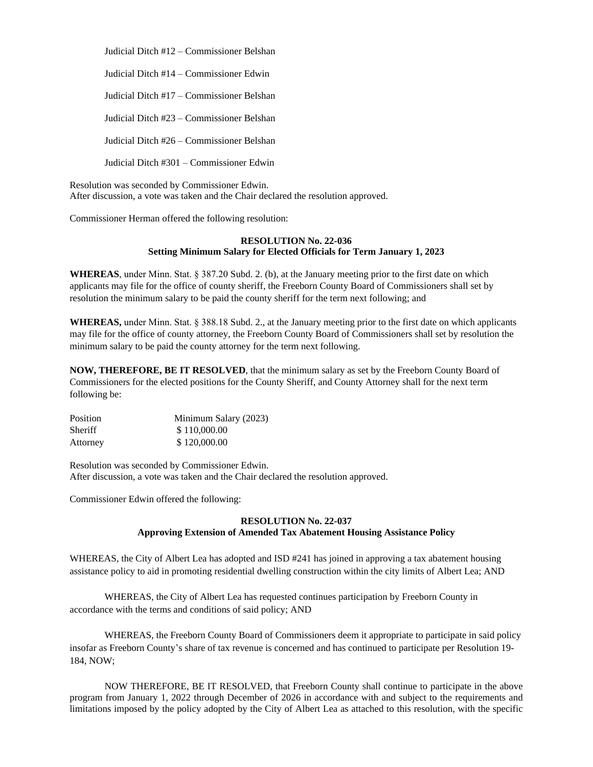Judicial Ditch #12 – Commissioner Belshan

Judicial Ditch #14 – Commissioner Edwin

Judicial Ditch #17 – Commissioner Belshan

Judicial Ditch #23 – Commissioner Belshan

Judicial Ditch #26 – Commissioner Belshan

Judicial Ditch #301 – Commissioner Edwin

Resolution was seconded by Commissioner Edwin.
After discussion, a vote was taken and the Chair declared the resolution approved.

Commissioner Herman offered the following resolution:

**RESOLUTION No. 22-036**
**Setting Minimum Salary for Elected Officials for Term January 1, 2023**

**WHEREAS**, under Minn. Stat. § 387.20 Subd. 2. (b), at the January meeting prior to the first date on which applicants may file for the office of county sheriff, the Freeborn County Board of Commissioners shall set by resolution the minimum salary to be paid the county sheriff for the term next following; and

**WHEREAS,** under Minn. Stat. § 388.18 Subd. 2., at the January meeting prior to the first date on which applicants may file for the office of county attorney, the Freeborn County Board of Commissioners shall set by resolution the minimum salary to be paid the county attorney for the term next following.

**NOW, THEREFORE, BE IT RESOLVED**, that the minimum salary as set by the Freeborn County Board of Commissioners for the elected positions for the County Sheriff, and County Attorney shall for the next term following be:

| Position | Minimum Salary (2023) |
|---|---|
| Sheriff | $ 110,000.00 |
| Attorney | $ 120,000.00 |

Resolution was seconded by Commissioner Edwin.
After discussion, a vote was taken and the Chair declared the resolution approved.

Commissioner Edwin offered the following:

**RESOLUTION No. 22-037**
**Approving Extension of Amended Tax Abatement Housing Assistance Policy**

WHEREAS, the City of Albert Lea has adopted and ISD #241 has joined in approving a tax abatement housing assistance policy to aid in promoting residential dwelling construction within the city limits of Albert Lea; AND

WHEREAS, the City of Albert Lea has requested continues participation by Freeborn County in accordance with the terms and conditions of said policy; AND

WHEREAS, the Freeborn County Board of Commissioners deem it appropriate to participate in said policy insofar as Freeborn County's share of tax revenue is concerned and has continued to participate per Resolution 19-184, NOW;

NOW THEREFORE, BE IT RESOLVED, that Freeborn County shall continue to participate in the above program from January 1, 2022 through December of 2026 in accordance with and subject to the requirements and limitations imposed by the policy adopted by the City of Albert Lea as attached to this resolution, with the specific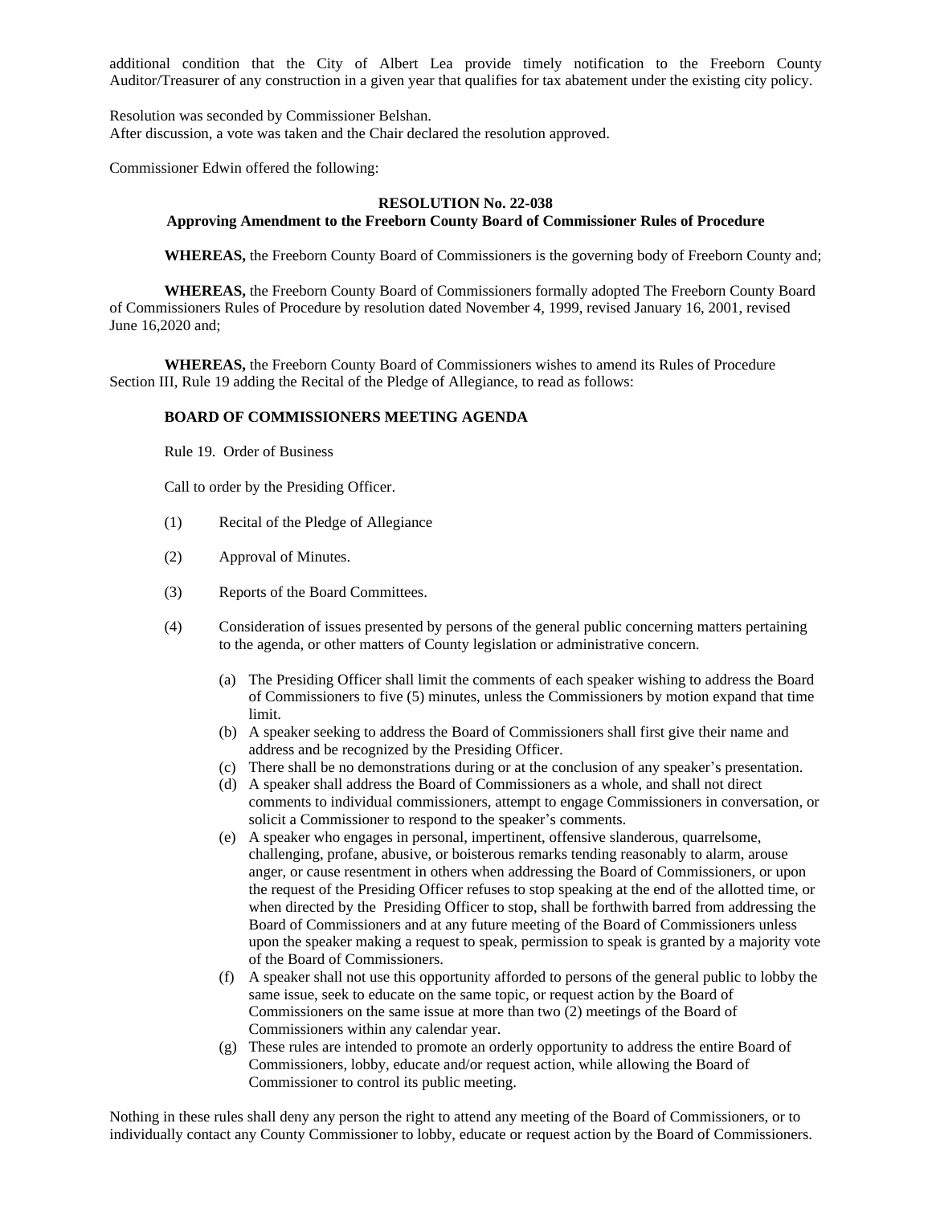additional condition that the City of Albert Lea provide timely notification to the Freeborn County Auditor/Treasurer of any construction in a given year that qualifies for tax abatement under the existing city policy.

Resolution was seconded by Commissioner Belshan.
After discussion, a vote was taken and the Chair declared the resolution approved.

Commissioner Edwin offered the following:

**RESOLUTION No. 22-038**
**Approving Amendment to the Freeborn County Board of Commissioner Rules of Procedure**

**WHEREAS,** the Freeborn County Board of Commissioners is the governing body of Freeborn County and;

**WHEREAS,** the Freeborn County Board of Commissioners formally adopted The Freeborn County Board of Commissioners Rules of Procedure by resolution dated November 4, 1999, revised January 16, 2001, revised June 16,2020 and;

**WHEREAS,** the Freeborn County Board of Commissioners wishes to amend its Rules of Procedure Section III, Rule 19 adding the Recital of the Pledge of Allegiance, to read as follows:

**BOARD OF COMMISSIONERS MEETING AGENDA**

Rule 19. Order of Business

Call to order by the Presiding Officer.

(1) Recital of the Pledge of Allegiance

(2) Approval of Minutes.

(3) Reports of the Board Committees.

(4) Consideration of issues presented by persons of the general public concerning matters pertaining to the agenda, or other matters of County legislation or administrative concern.

(a) The Presiding Officer shall limit the comments of each speaker wishing to address the Board of Commissioners to five (5) minutes, unless the Commissioners by motion expand that time limit.
(b) A speaker seeking to address the Board of Commissioners shall first give their name and address and be recognized by the Presiding Officer.
(c) There shall be no demonstrations during or at the conclusion of any speaker's presentation.
(d) A speaker shall address the Board of Commissioners as a whole, and shall not direct comments to individual commissioners, attempt to engage Commissioners in conversation, or solicit a Commissioner to respond to the speaker's comments.
(e) A speaker who engages in personal, impertinent, offensive slanderous, quarrelsome, challenging, profane, abusive, or boisterous remarks tending reasonably to alarm, arouse anger, or cause resentment in others when addressing the Board of Commissioners, or upon the request of the Presiding Officer refuses to stop speaking at the end of the allotted time, or when directed by the Presiding Officer to stop, shall be forthwith barred from addressing the Board of Commissioners and at any future meeting of the Board of Commissioners unless upon the speaker making a request to speak, permission to speak is granted by a majority vote of the Board of Commissioners.
(f) A speaker shall not use this opportunity afforded to persons of the general public to lobby the same issue, seek to educate on the same topic, or request action by the Board of Commissioners on the same issue at more than two (2) meetings of the Board of Commissioners within any calendar year.
(g) These rules are intended to promote an orderly opportunity to address the entire Board of Commissioners, lobby, educate and/or request action, while allowing the Board of Commissioner to control its public meeting.

Nothing in these rules shall deny any person the right to attend any meeting of the Board of Commissioners, or to individually contact any County Commissioner to lobby, educate or request action by the Board of Commissioners.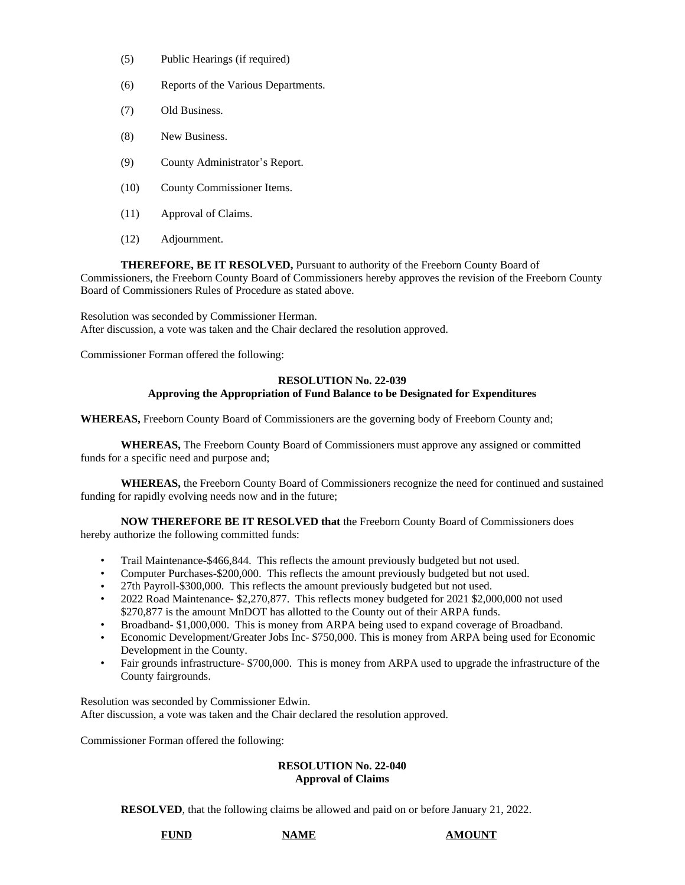(5) Public Hearings (if required)

(6) Reports of the Various Departments.

(7) Old Business.

(8) New Business.

(9) County Administrator's Report.

(10) County Commissioner Items.

(11) Approval of Claims.

(12) Adjournment.

**THEREFORE, BE IT RESOLVED,** Pursuant to authority of the Freeborn County Board of Commissioners, the Freeborn County Board of Commissioners hereby approves the revision of the Freeborn County Board of Commissioners Rules of Procedure as stated above.

Resolution was seconded by Commissioner Herman.
After discussion, a vote was taken and the Chair declared the resolution approved.

Commissioner Forman offered the following:

**RESOLUTION No. 22-039**
**Approving the Appropriation of Fund Balance to be Designated for Expenditures**

**WHEREAS,** Freeborn County Board of Commissioners are the governing body of Freeborn County and;

**WHEREAS,** The Freeborn County Board of Commissioners must approve any assigned or committed funds for a specific need and purpose and;

**WHEREAS,** the Freeborn County Board of Commissioners recognize the need for continued and sustained funding for rapidly evolving needs now and in the future;

**NOW THEREFORE BE IT RESOLVED that** the Freeborn County Board of Commissioners does hereby authorize the following committed funds:

- Trail Maintenance-$466,844. This reflects the amount previously budgeted but not used.
- Computer Purchases-$200,000. This reflects the amount previously budgeted but not used.
- 27th Payroll-$300,000. This reflects the amount previously budgeted but not used.
- 2022 Road Maintenance- $2,270,877. This reflects money budgeted for 2021 $2,000,000 not used $270,877 is the amount MnDOT has allotted to the County out of their ARPA funds.
- Broadband- $1,000,000. This is money from ARPA being used to expand coverage of Broadband.
- Economic Development/Greater Jobs Inc- $750,000. This is money from ARPA being used for Economic Development in the County.
- Fair grounds infrastructure- $700,000. This is money from ARPA used to upgrade the infrastructure of the County fairgrounds.

Resolution was seconded by Commissioner Edwin.
After discussion, a vote was taken and the Chair declared the resolution approved.

Commissioner Forman offered the following:

**RESOLUTION No. 22-040**
**Approval of Claims**

**RESOLVED**, that the following claims be allowed and paid on or before January 21, 2022.

| FUND | NAME | AMOUNT |
| --- | --- | --- |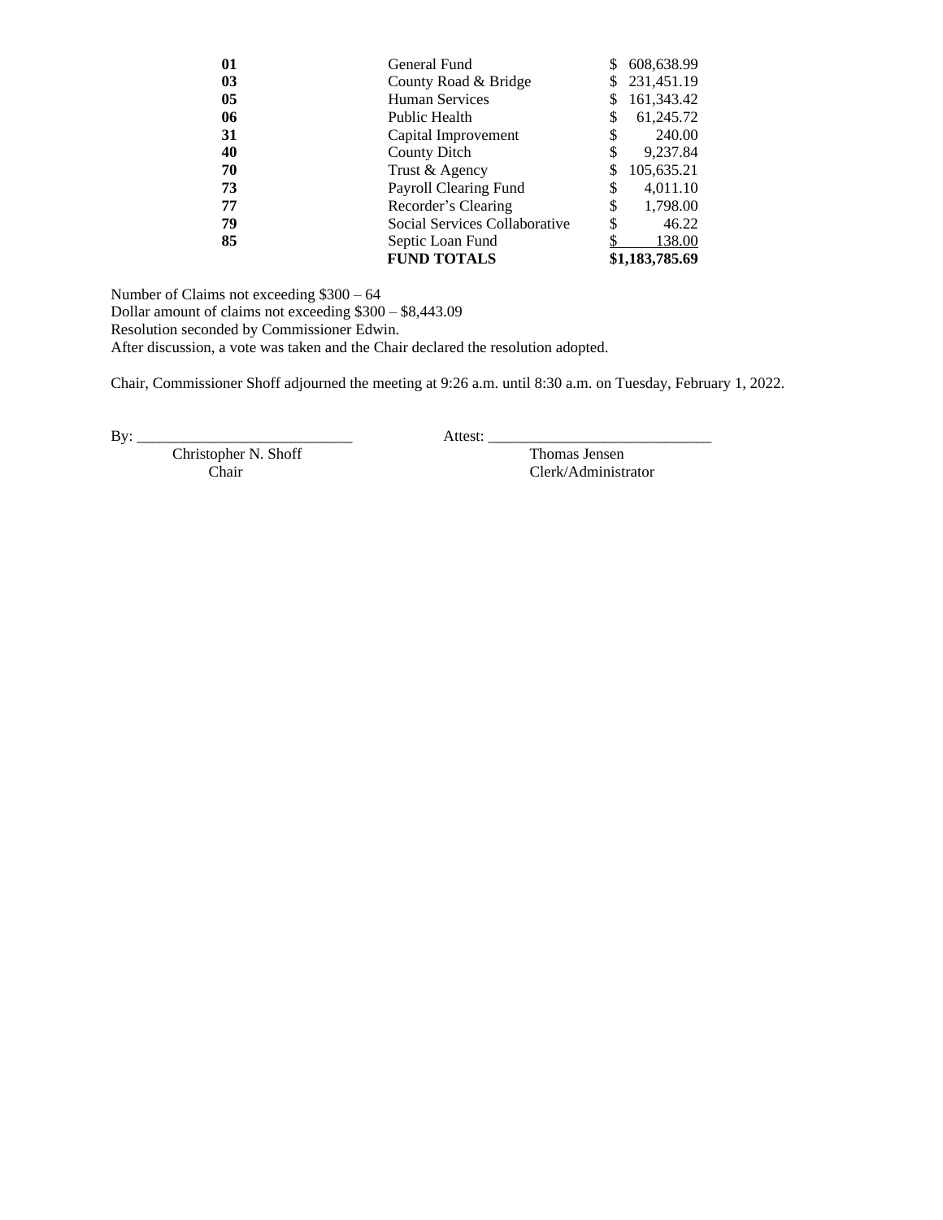| | | |
|---|---|---|
| **01** | General Fund | $ 608,638.99 |
| **03** | County Road & Bridge | $ 231,451.19 |
| **05** | Human Services | $ 161,343.42 |
| **06** | Public Health | $ 61,245.72 |
| **31** | Capital Improvement | $ 240.00 |
| **40** | County Ditch | $ 9,237.84 |
| **70** | Trust & Agency | $ 105,635.21 |
| **73** | Payroll Clearing Fund | $ 4,011.10 |
| **77** | Recorder's Clearing | $ 1,798.00 |
| **79** | Social Services Collaborative | $ 46.22 |
| **85** | Septic Loan Fund | $ 138.00 |
| | **FUND TOTALS** | **$1,183,785.69** |

Number of Claims not exceeding $300 – 64
Dollar amount of claims not exceeding $300 – $8,443.09
Resolution seconded by Commissioner Edwin.
After discussion, a vote was taken and the Chair declared the resolution adopted.

Chair, Commissioner Shoff adjourned the meeting at 9:26 a.m. until 8:30 a.m. on Tuesday, February 1, 2022.

By: ____________________________ Attest: _____________________________

Christopher N. Shoff, Chair

Thomas Jensen, Clerk/Administrator